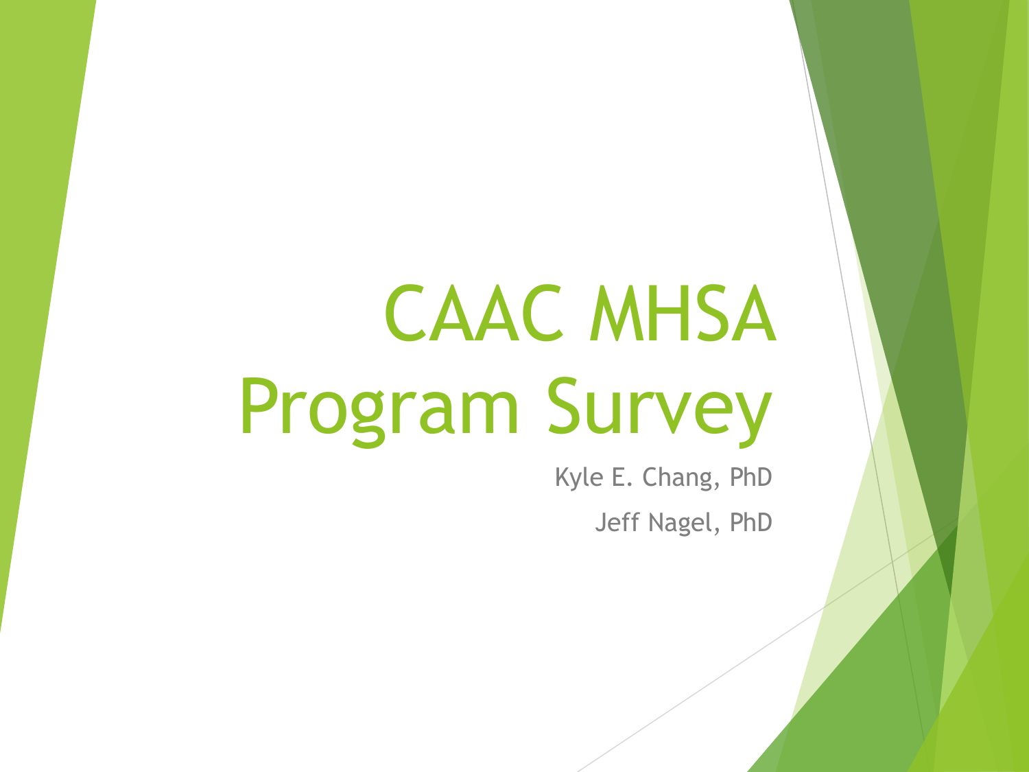# CAAC MHSA Program Survey

Kyle E. Chang, PhD

Jeff Nagel, PhD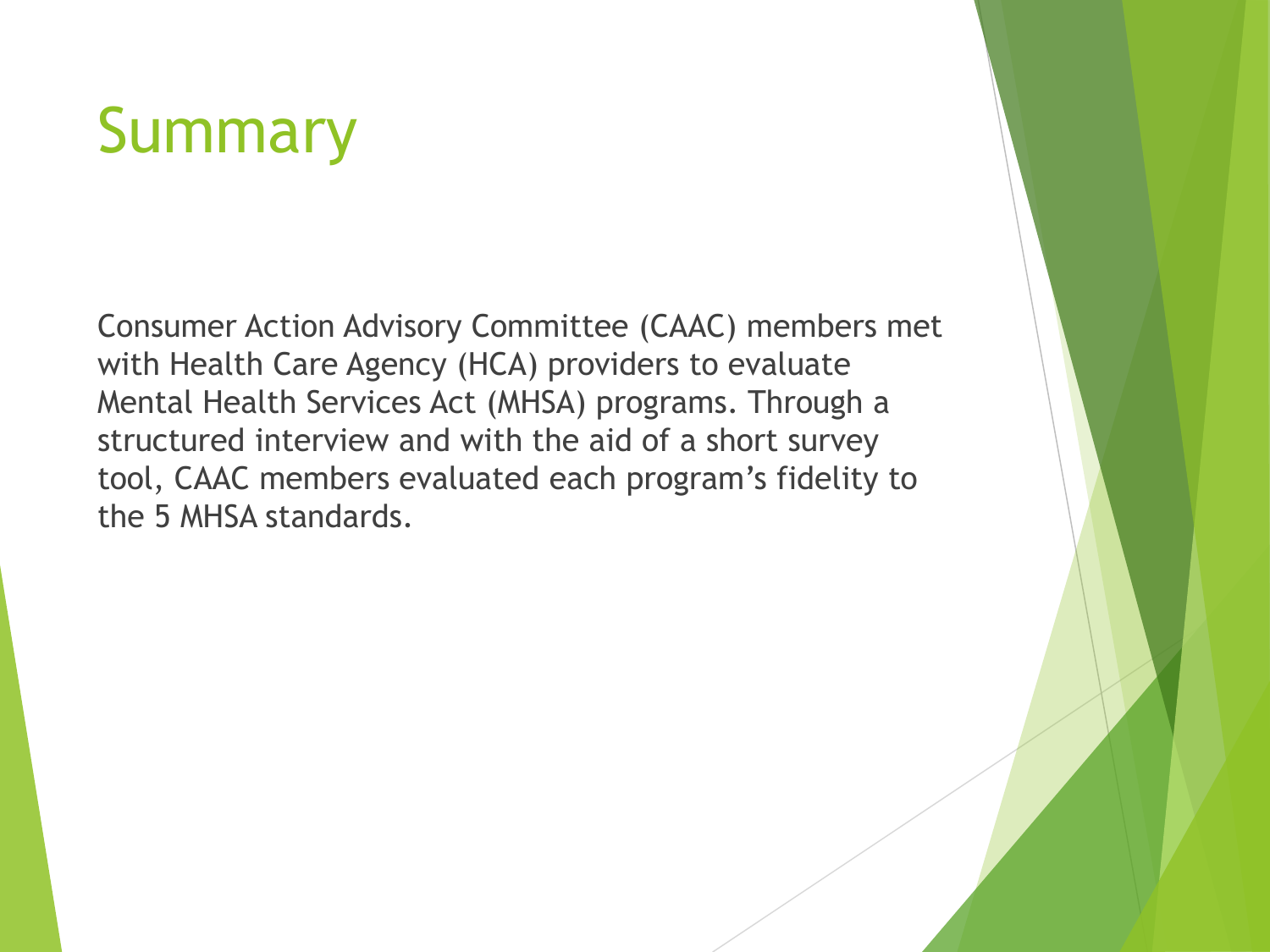# Summary

Consumer Action Advisory Committee (CAAC) members met with Health Care Agency (HCA) providers to evaluate Mental Health Services Act (MHSA) programs. Through a structured interview and with the aid of a short survey tool, CAAC members evaluated each program's fidelity to the 5 MHSA standards.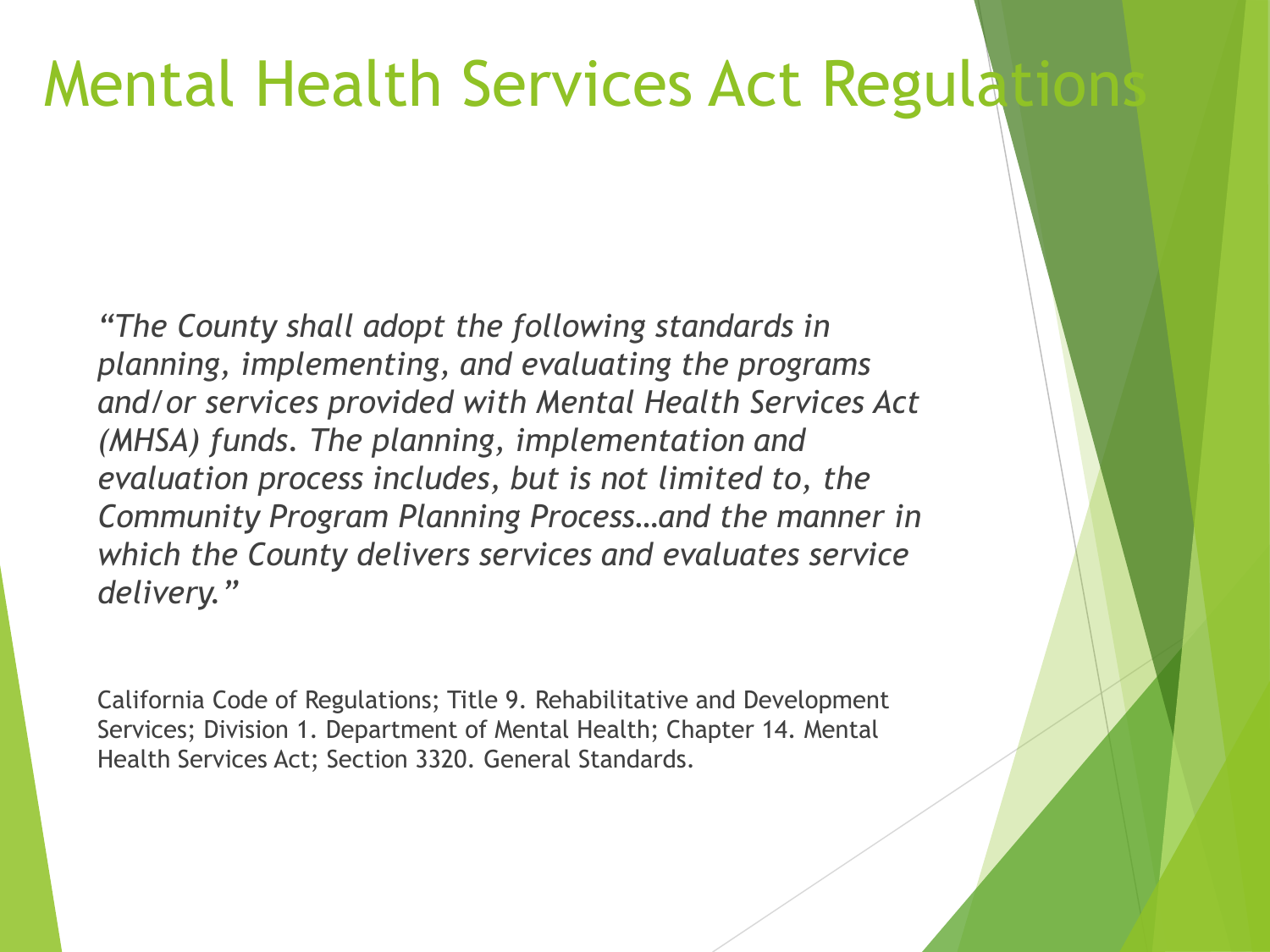# Mental Health Services Act Regulations

*"The County shall adopt the following standards in planning, implementing, and evaluating the programs and/or services provided with Mental Health Services Act (MHSA) funds. The planning, implementation and evaluation process includes, but is not limited to, the Community Program Planning Process…and the manner in which the County delivers services and evaluates service delivery."*

California Code of Regulations; Title 9. Rehabilitative and Development Services; Division 1. Department of Mental Health; Chapter 14. Mental Health Services Act; Section 3320. General Standards.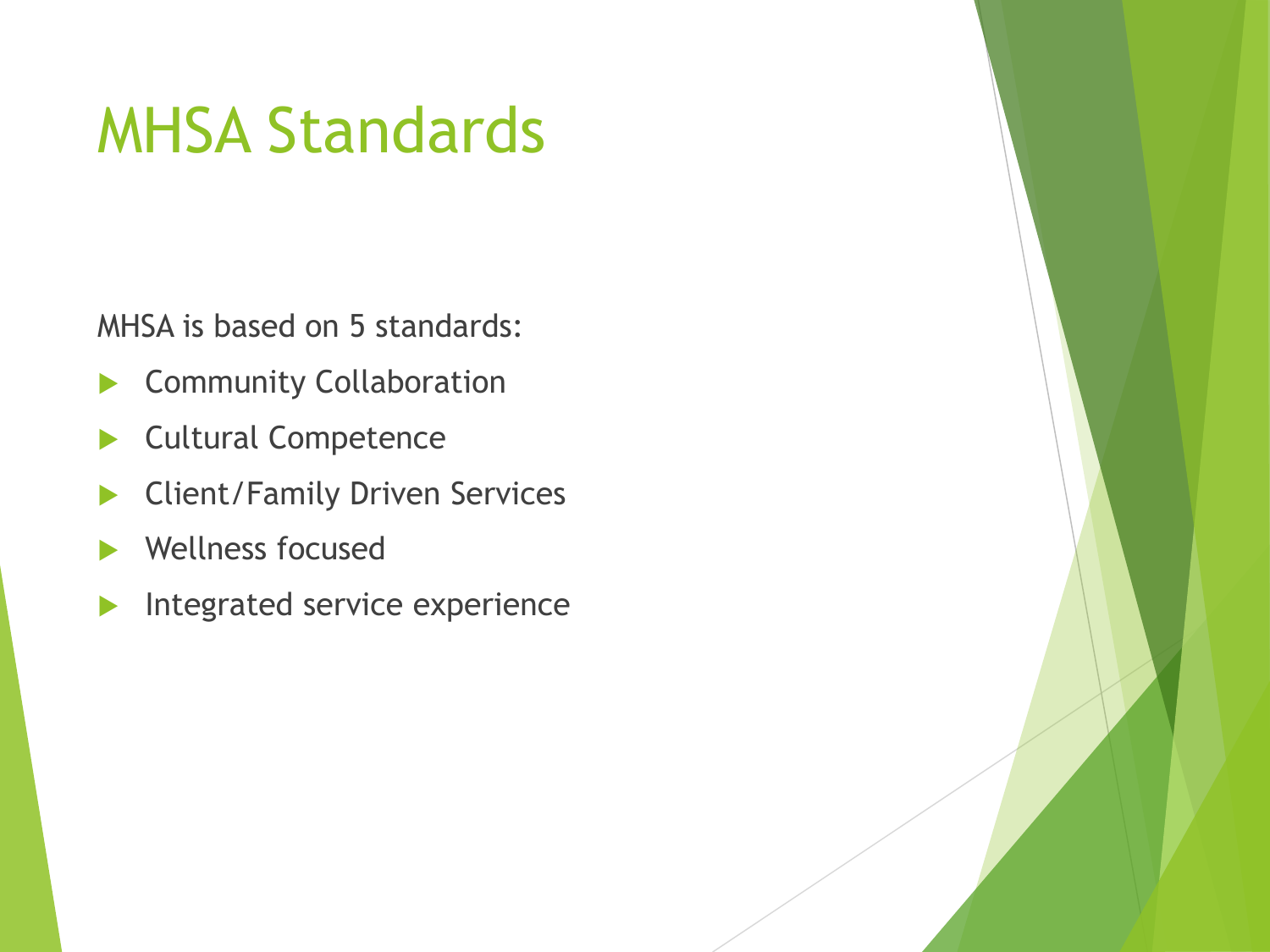# MHSA Standards

MHSA is based on 5 standards:

- Community Collaboration
- Cultural Competence
- Client/Family Driven Services
- Wellness focused
- Integrated service experience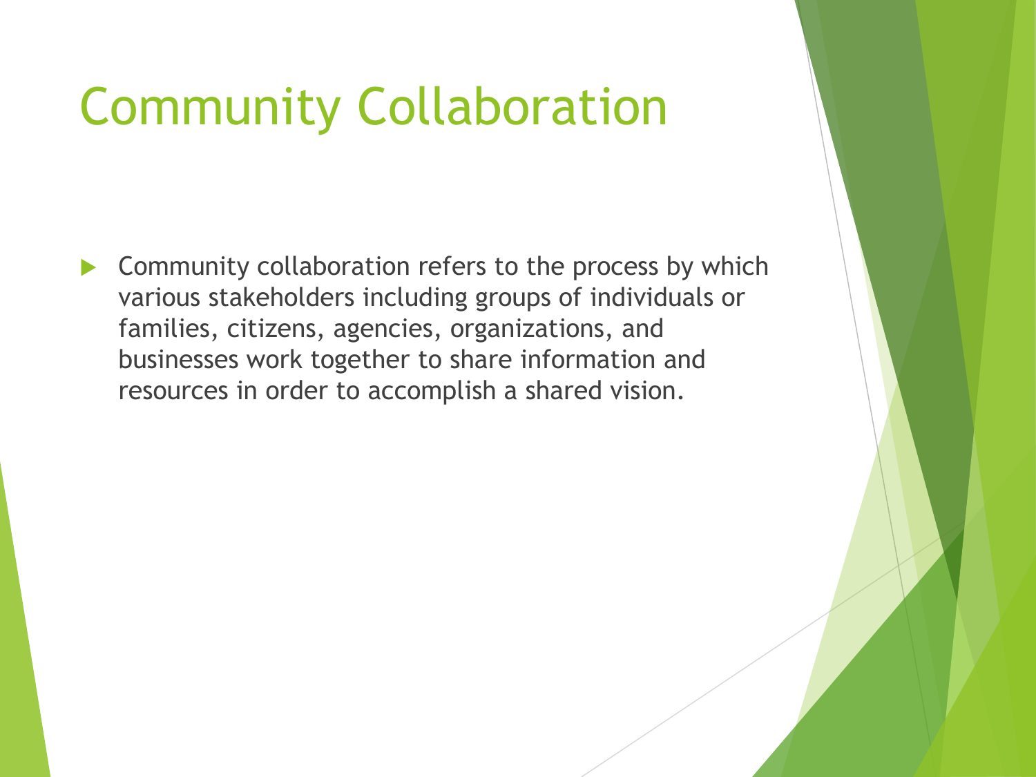# Community Collaboration

- Community collaboration refers to the process by which various stakeholders including groups of individuals or families, citizens, agencies, organizations, and businesses work together to share information and resources in order to accomplish a shared vision.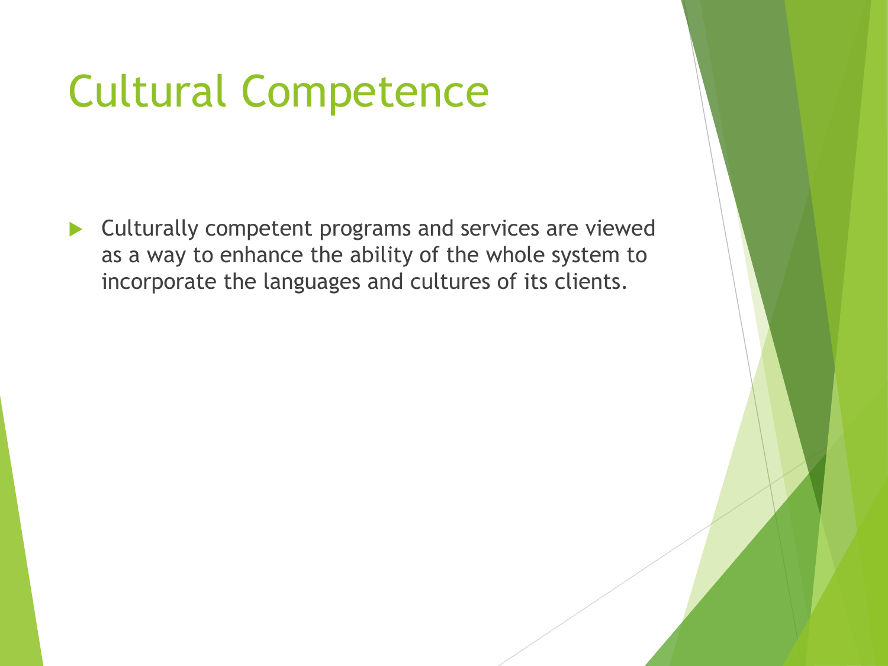# Cultural Competence

- Culturally competent programs and services are viewed as a way to enhance the ability of the whole system to incorporate the languages and cultures of its clients.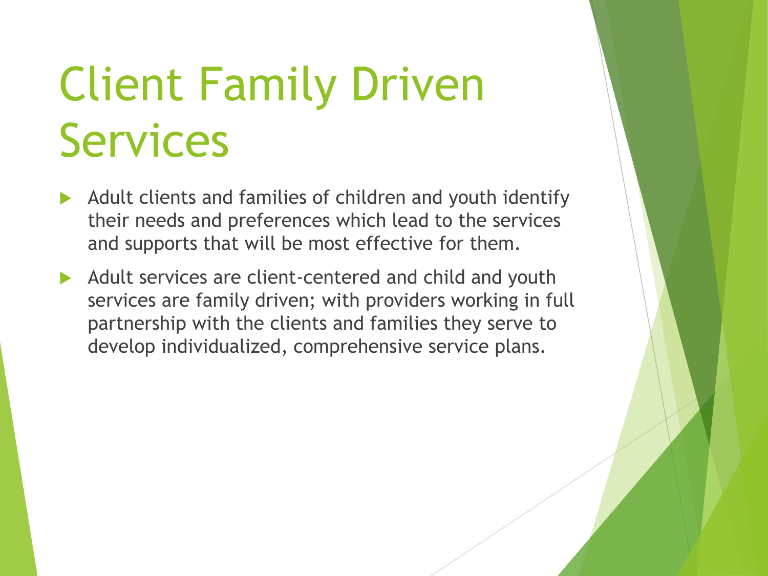# Client Family Driven Services

- Adult clients and families of children and youth identify their needs and preferences which lead to the services and supports that will be most effective for them.
- Adult services are client-centered and child and youth services are family driven; with providers working in full partnership with the clients and families they serve to develop individualized, comprehensive service plans.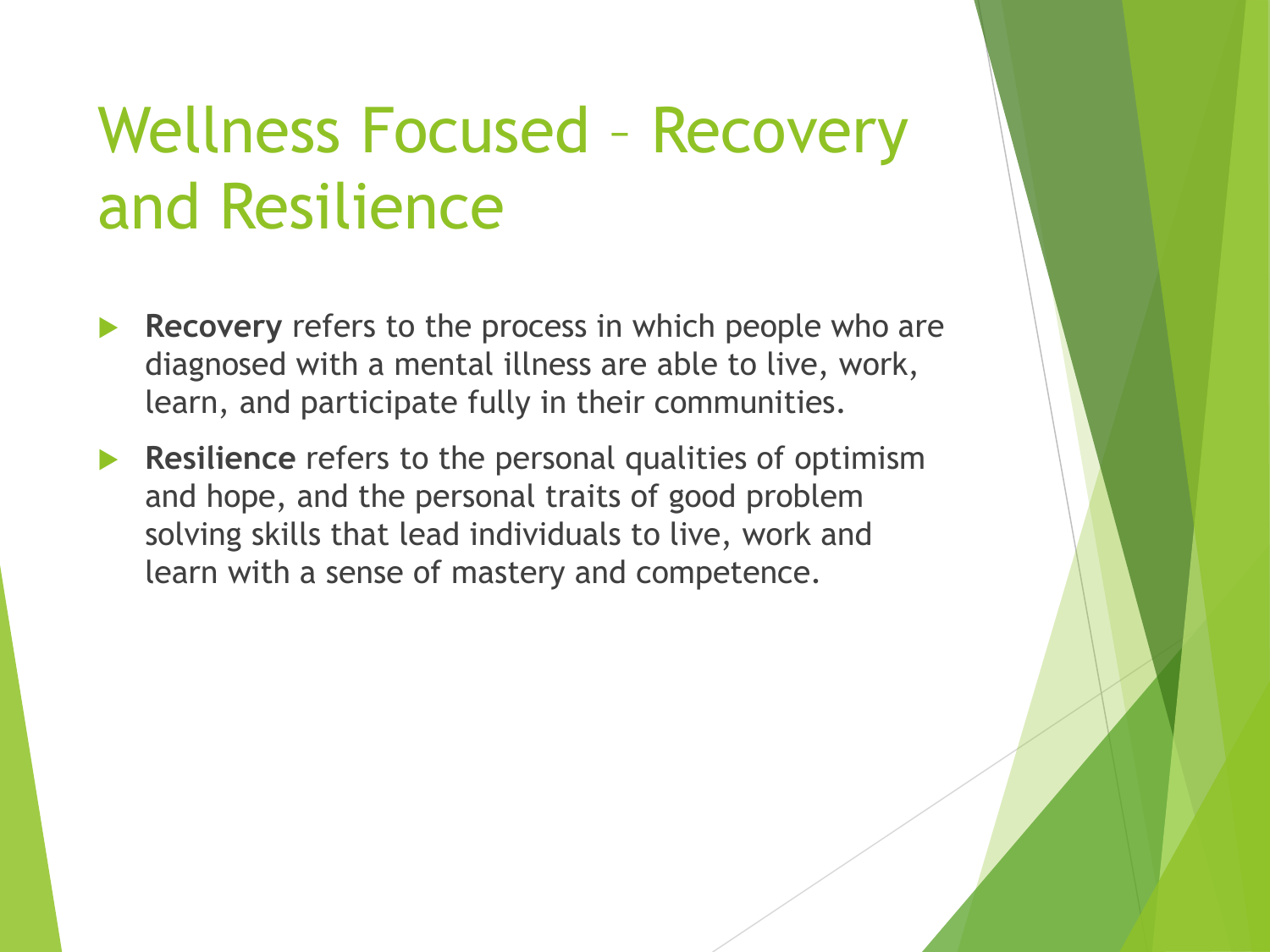# Wellness Focused – Recovery and Resilience

- **Recovery** refers to the process in which people who are diagnosed with a mental illness are able to live, work, learn, and participate fully in their communities.
- **Resilience** refers to the personal qualities of optimism and hope, and the personal traits of good problem solving skills that lead individuals to live, work and learn with a sense of mastery and competence.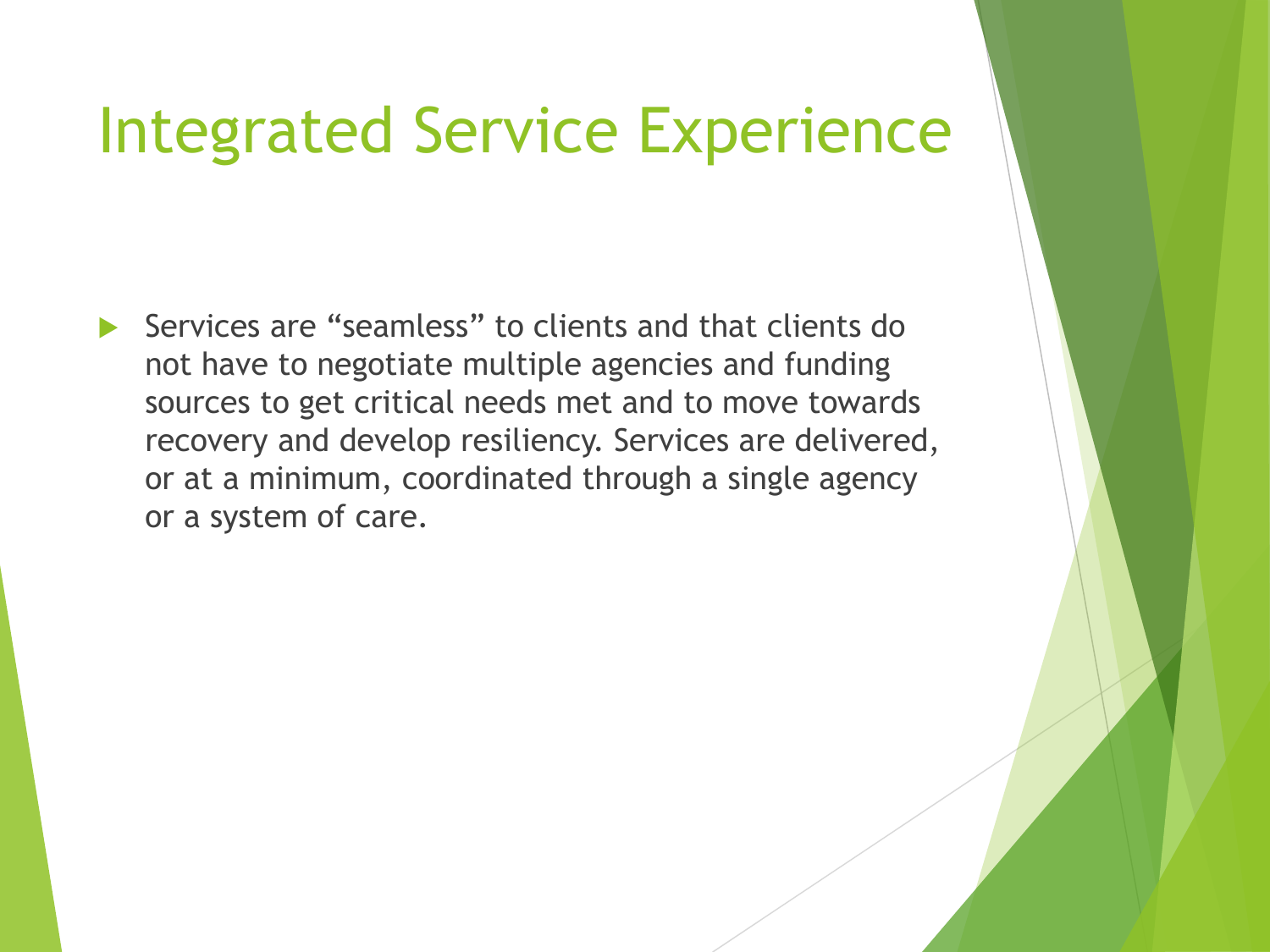# Integrated Service Experience

- Services are “seamless” to clients and that clients do not have to negotiate multiple agencies and funding sources to get critical needs met and to move towards recovery and develop resiliency. Services are delivered, or at a minimum, coordinated through a single agency or a system of care.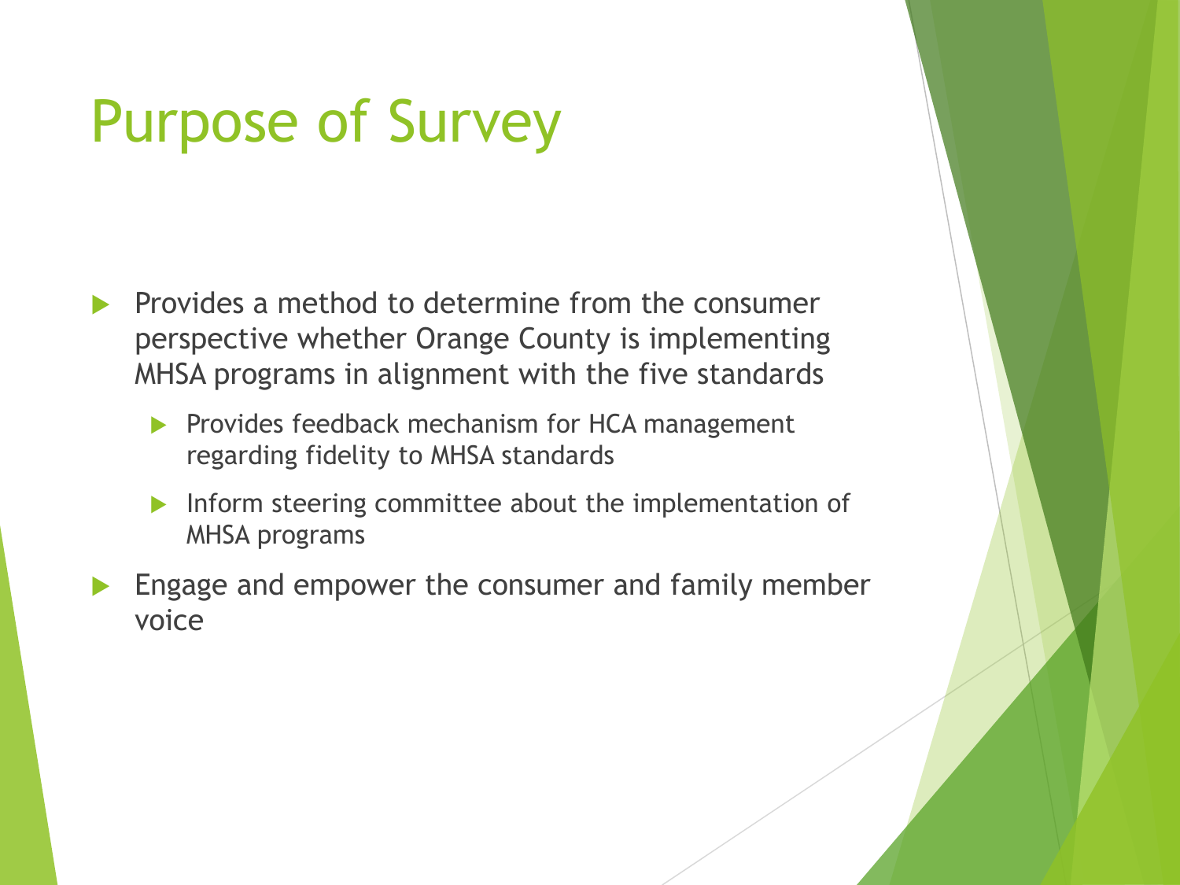# Purpose of Survey

- Provides a method to determine from the consumer perspective whether Orange County is implementing MHSA programs in alignment with the five standards
  - Provides feedback mechanism for HCA management regarding fidelity to MHSA standards
  - Inform steering committee about the implementation of MHSA programs
- Engage and empower the consumer and family member voice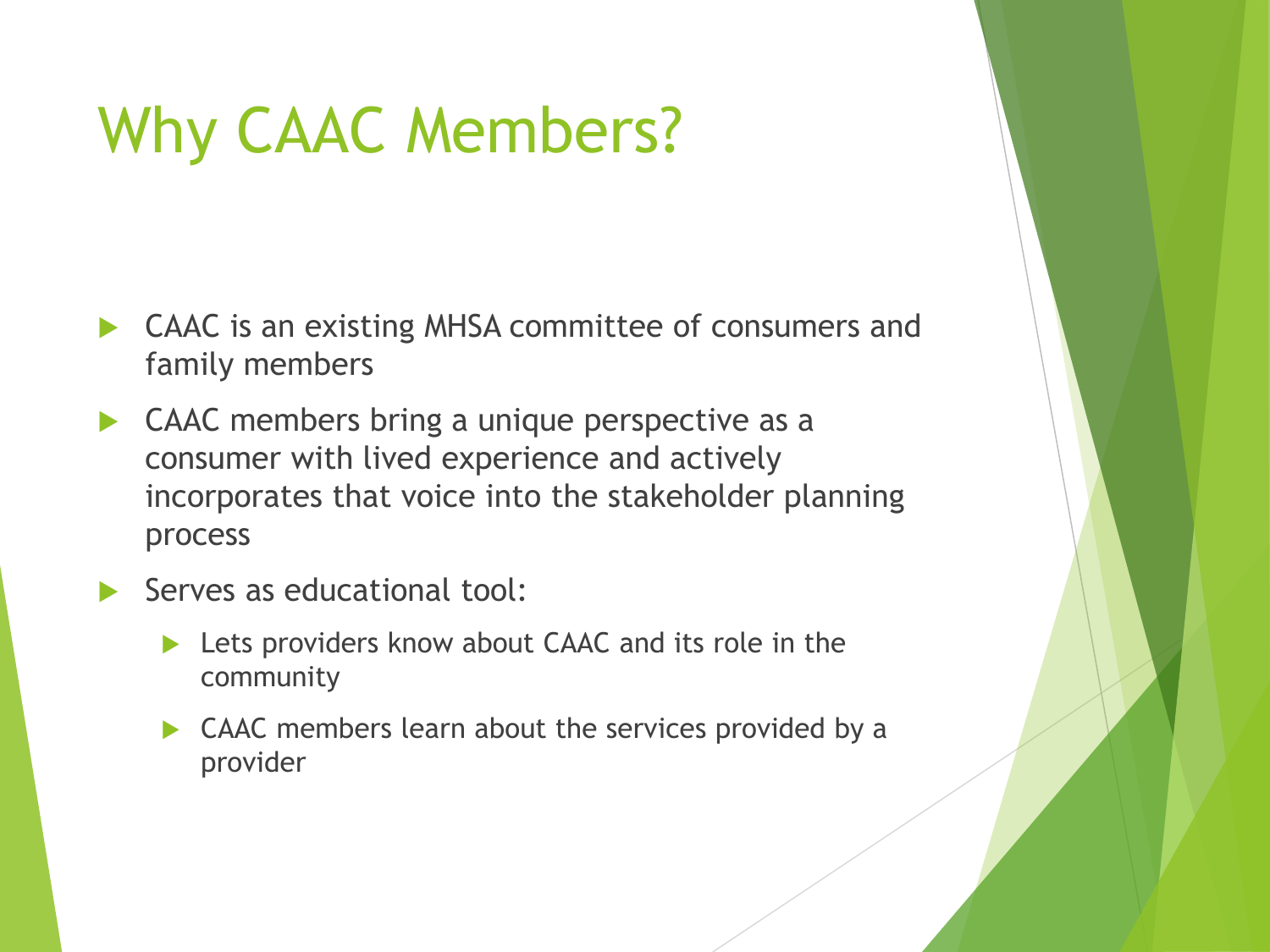# Why CAAC Members?

- CAAC is an existing MHSA committee of consumers and family members
- CAAC members bring a unique perspective as a consumer with lived experience and actively incorporates that voice into the stakeholder planning process
- Serves as educational tool:
  - Lets providers know about CAAC and its role in the community
  - CAAC members learn about the services provided by a provider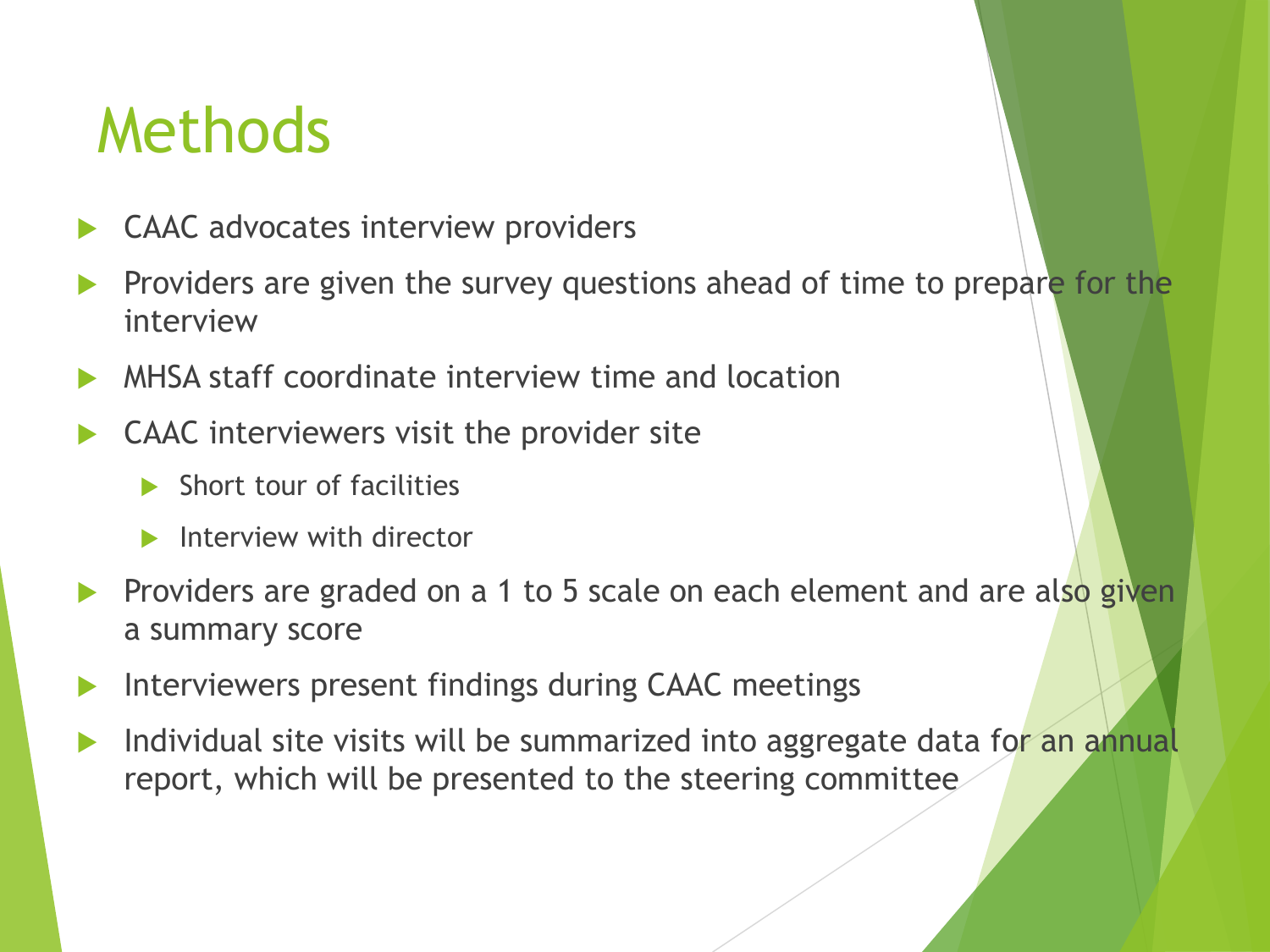# Methods

- CAAC advocates interview providers
- Providers are given the survey questions ahead of time to prepare for the interview
- MHSA staff coordinate interview time and location
- CAAC interviewers visit the provider site
  - Short tour of facilities
  - Interview with director
- Providers are graded on a 1 to 5 scale on each element and are also given a summary score
- Interviewers present findings during CAAC meetings
- Individual site visits will be summarized into aggregate data for an annual report, which will be presented to the steering committee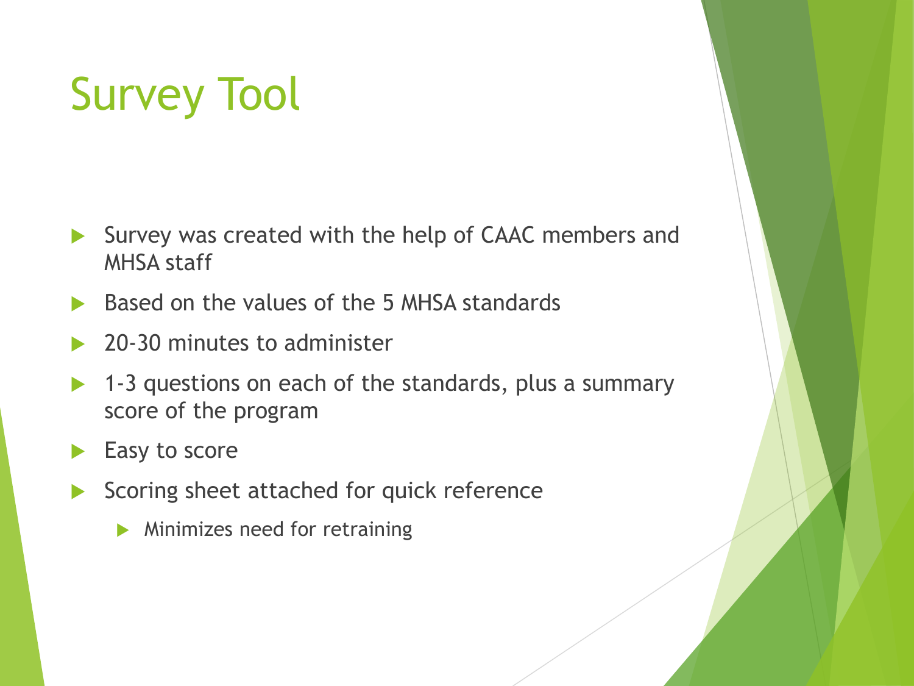# Survey Tool

- Survey was created with the help of CAAC members and MHSA staff
- Based on the values of the 5 MHSA standards
- 20-30 minutes to administer
- 1-3 questions on each of the standards, plus a summary score of the program
- Easy to score
- Scoring sheet attached for quick reference
  - Minimizes need for retraining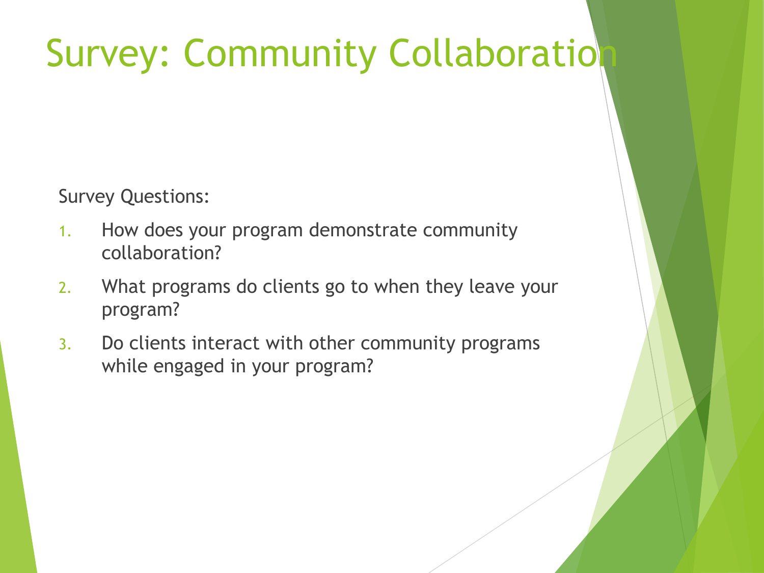# Survey: Community Collaboration

Survey Questions:

1. How does your program demonstrate community collaboration?
2. What programs do clients go to when they leave your program?
3. Do clients interact with other community programs while engaged in your program?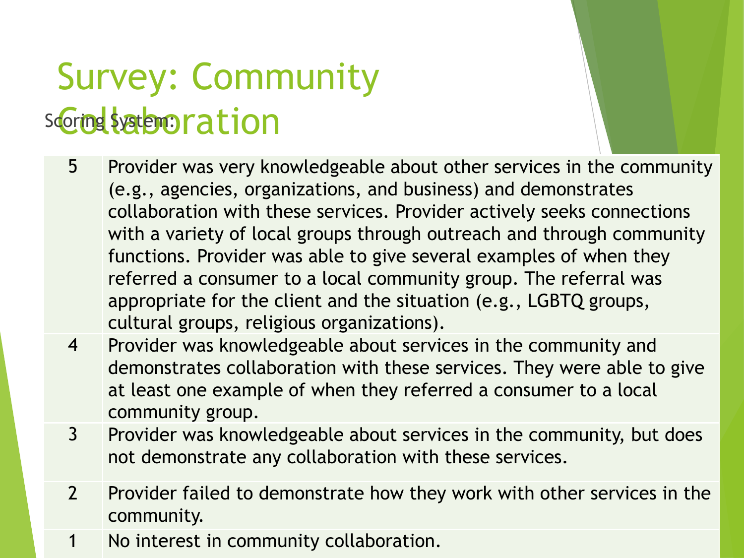# Survey: Community Collaboration

Scoring System:

| | |
|---|---|
| 5 | Provider was very knowledgeable about other services in the community (e.g., agencies, organizations, and business) and demonstrates collaboration with these services. Provider actively seeks connections with a variety of local groups through outreach and through community functions. Provider was able to give several examples of when they referred a consumer to a local community group. The referral was appropriate for the client and the situation (e.g., LGBTQ groups, cultural groups, religious organizations). |
| 4 | Provider was knowledgeable about services in the community and demonstrates collaboration with these services. They were able to give at least one example of when they referred a consumer to a local community group. |
| 3 | Provider was knowledgeable about services in the community, but does not demonstrate any collaboration with these services. |
| 2 | Provider failed to demonstrate how they work with other services in the community. |
| 1 | No interest in community collaboration. |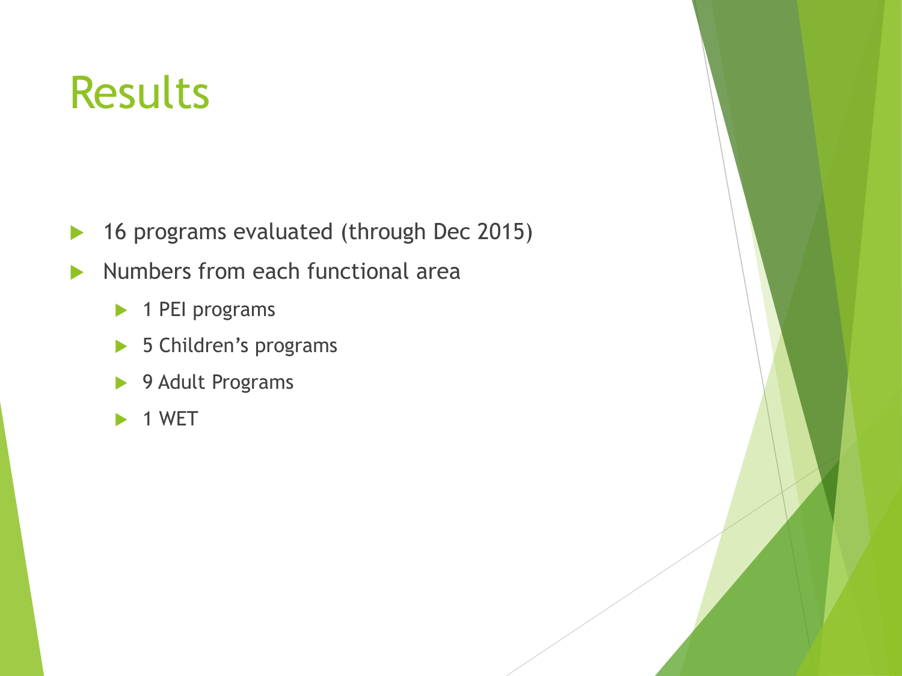# Results

- 16 programs evaluated (through Dec 2015)
- Numbers from each functional area
  - 1 PEI programs
  - 5 Children's programs
  - 9 Adult Programs
  - 1 WET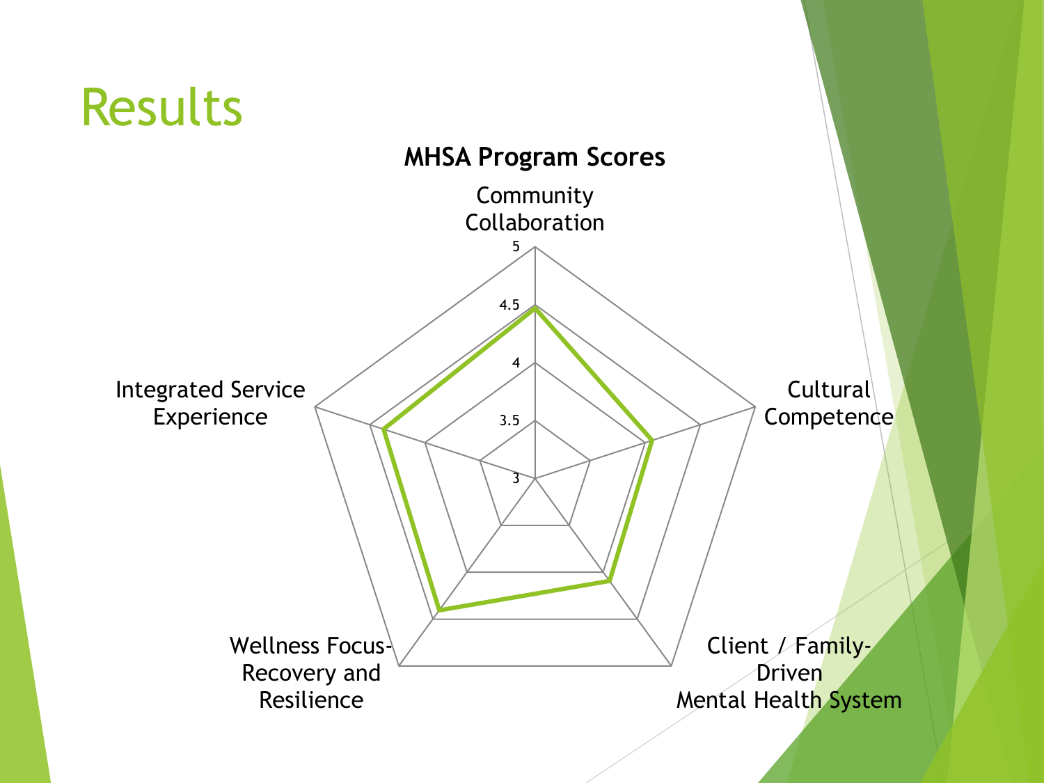# Results

**MHSA Program Scores**

Community Collaboration

5

4.5

4

3.5

3

Cultural Competence

Client / Family-Driven Mental Health System

Wellness Focus-Recovery and Resilience

Integrated Service Experience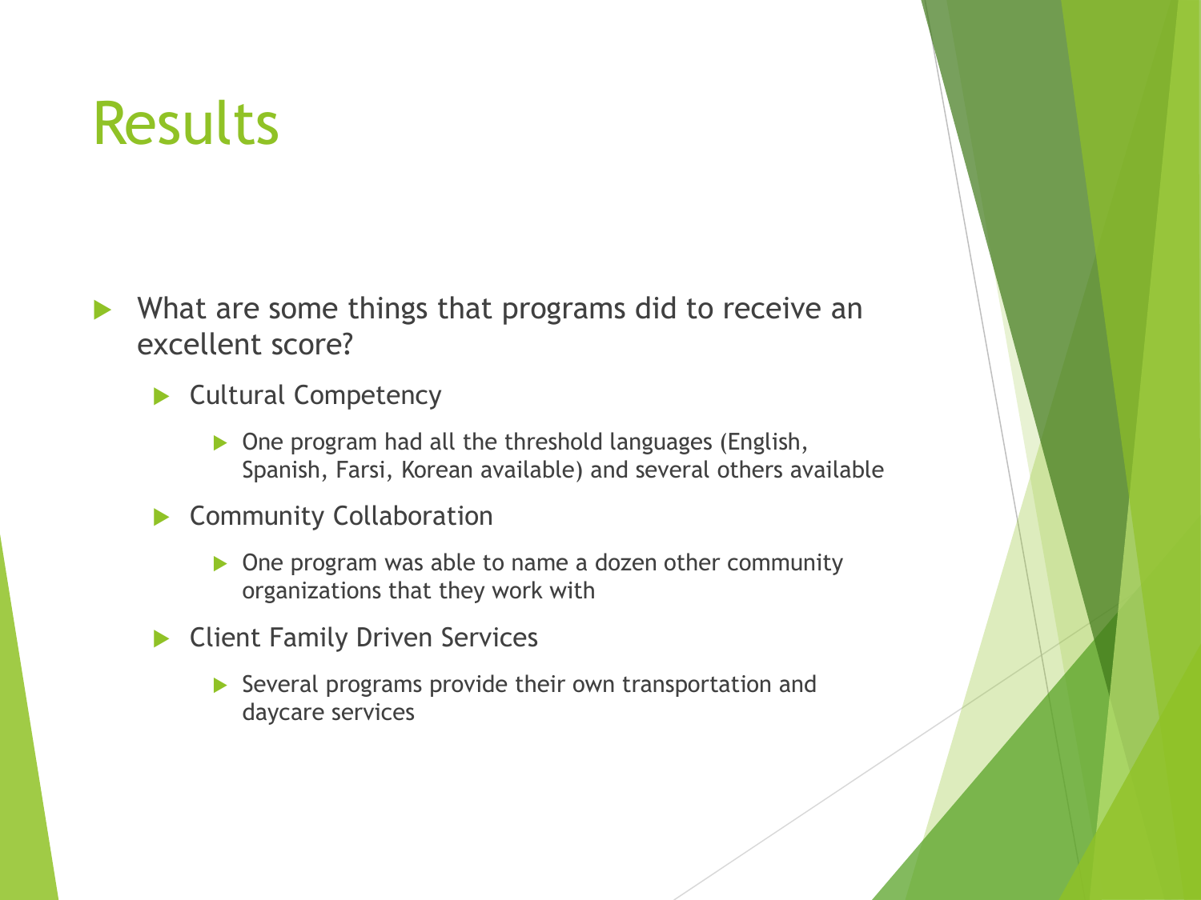# Results

- What are some things that programs did to receive an excellent score?
  - Cultural Competency
    - One program had all the threshold languages (English, Spanish, Farsi, Korean available) and several others available
  - Community Collaboration
    - One program was able to name a dozen other community organizations that they work with
  - Client Family Driven Services
    - Several programs provide their own transportation and daycare services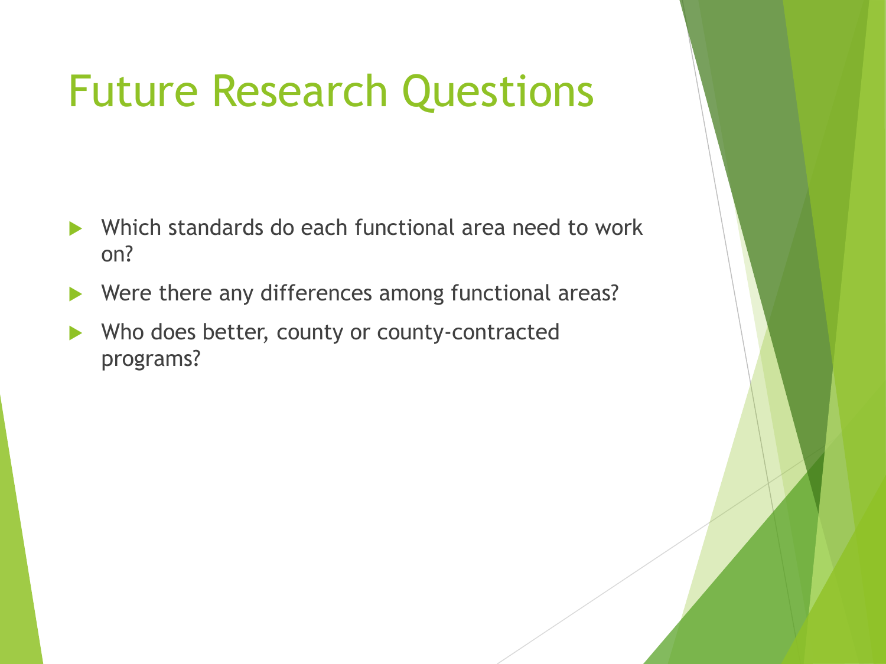# Future Research Questions

- Which standards do each functional area need to work on?
- Were there any differences among functional areas?
- Who does better, county or county-contracted programs?